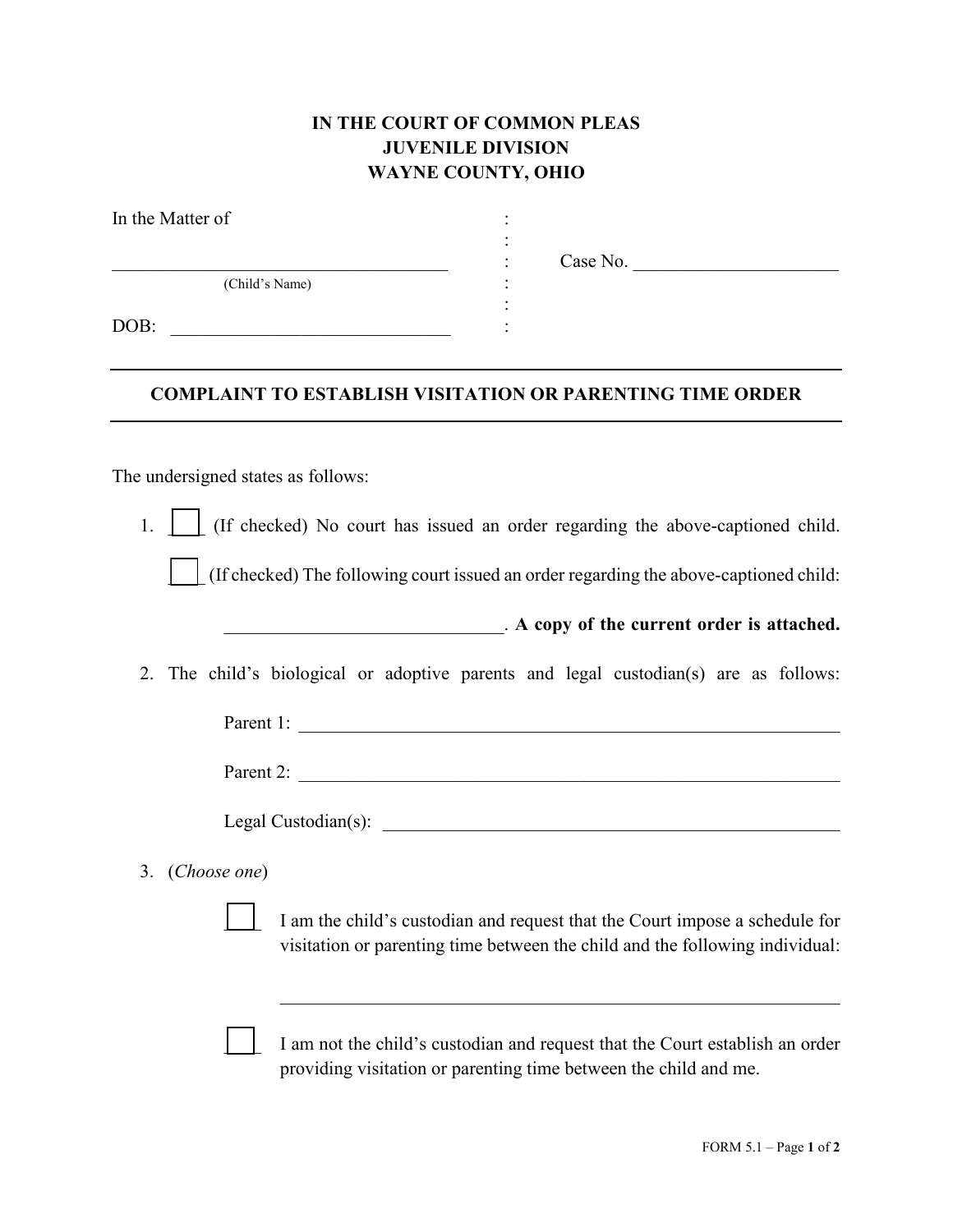**IN THE COURT OF COMMON PLEAS**
**JUVENILE DIVISION**
**WAYNE COUNTY, OHIO**

In the Matter of :
:
____________________________________ : Case No. ______________________
(Child's Name) :
:
DOB: ______________________________ :

---

**COMPLAINT TO ESTABLISH VISITATION OR PARENTING TIME ORDER**

---

The undersigned states as follows:

1. ☐ (If checked) No court has issued an order regarding the above-captioned child.

   ☐ (If checked) The following court issued an order regarding the above-captioned child:

   ______________________________. **A copy of the current order is attached.**

2. The child's biological or adoptive parents and legal custodian(s) are as follows:

   Parent 1: ____________________________________________________________

   Parent 2: ____________________________________________________________

   Legal Custodian(s): ____________________________________________________

3. (*Choose one*)

   ☐ I am the child's custodian and request that the Court impose a schedule for visitation or parenting time between the child and the following individual:

   ____________________________________________________________

   ☐ I am not the child's custodian and request that the Court establish an order providing visitation or parenting time between the child and me.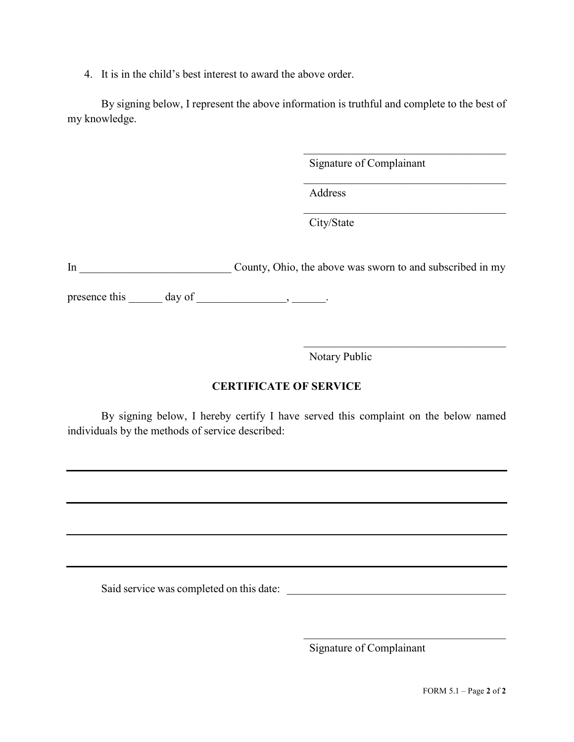4. It is in the child's best interest to award the above order.

By signing below, I represent the above information is truthful and complete to the best of my knowledge.

\_\_\_\_\_\_\_\_\_\_\_\_\_\_\_\_\_\_\_\_\_\_\_\_\_\_\_\_\_\_\_\_\_\_\_\_
Signature of Complainant

\_\_\_\_\_\_\_\_\_\_\_\_\_\_\_\_\_\_\_\_\_\_\_\_\_\_\_\_\_\_\_\_\_\_\_\_
Address

\_\_\_\_\_\_\_\_\_\_\_\_\_\_\_\_\_\_\_\_\_\_\_\_\_\_\_\_\_\_\_\_\_\_\_\_
City/State

In \_\_\_\_\_\_\_\_\_\_\_\_\_\_\_\_\_\_\_\_\_\_\_\_\_\_\_ County, Ohio, the above was sworn to and subscribed in my presence this \_\_\_\_\_\_ day of \_\_\_\_\_\_\_\_\_\_\_\_\_\_\_\_, \_\_\_\_\_\_.

\_\_\_\_\_\_\_\_\_\_\_\_\_\_\_\_\_\_\_\_\_\_\_\_\_\_\_\_\_\_\_\_\_\_\_\_
Notary Public

## CERTIFICATE OF SERVICE

By signing below, I hereby certify I have served this complaint on the below named individuals by the methods of service described:

\_\_\_\_\_\_\_\_\_\_\_\_\_\_\_\_\_\_\_\_\_\_\_\_\_\_\_\_\_\_\_\_\_\_\_\_\_\_\_\_\_\_\_\_\_\_\_\_\_\_\_\_\_\_\_\_\_\_\_\_\_\_\_\_\_\_\_\_\_\_\_\_

\_\_\_\_\_\_\_\_\_\_\_\_\_\_\_\_\_\_\_\_\_\_\_\_\_\_\_\_\_\_\_\_\_\_\_\_\_\_\_\_\_\_\_\_\_\_\_\_\_\_\_\_\_\_\_\_\_\_\_\_\_\_\_\_\_\_\_\_\_\_\_\_

\_\_\_\_\_\_\_\_\_\_\_\_\_\_\_\_\_\_\_\_\_\_\_\_\_\_\_\_\_\_\_\_\_\_\_\_\_\_\_\_\_\_\_\_\_\_\_\_\_\_\_\_\_\_\_\_\_\_\_\_\_\_\_\_\_\_\_\_\_\_\_\_

\_\_\_\_\_\_\_\_\_\_\_\_\_\_\_\_\_\_\_\_\_\_\_\_\_\_\_\_\_\_\_\_\_\_\_\_\_\_\_\_\_\_\_\_\_\_\_\_\_\_\_\_\_\_\_\_\_\_\_\_\_\_\_\_\_\_\_\_\_\_\_\_

Said service was completed on this date: \_\_\_\_\_\_\_\_\_\_\_\_\_\_\_\_\_\_\_\_\_\_\_\_\_\_\_\_\_\_\_\_\_\_\_\_\_\_\_\_

\_\_\_\_\_\_\_\_\_\_\_\_\_\_\_\_\_\_\_\_\_\_\_\_\_\_\_\_\_\_\_\_\_\_\_\_
Signature of Complainant

FORM 5.1